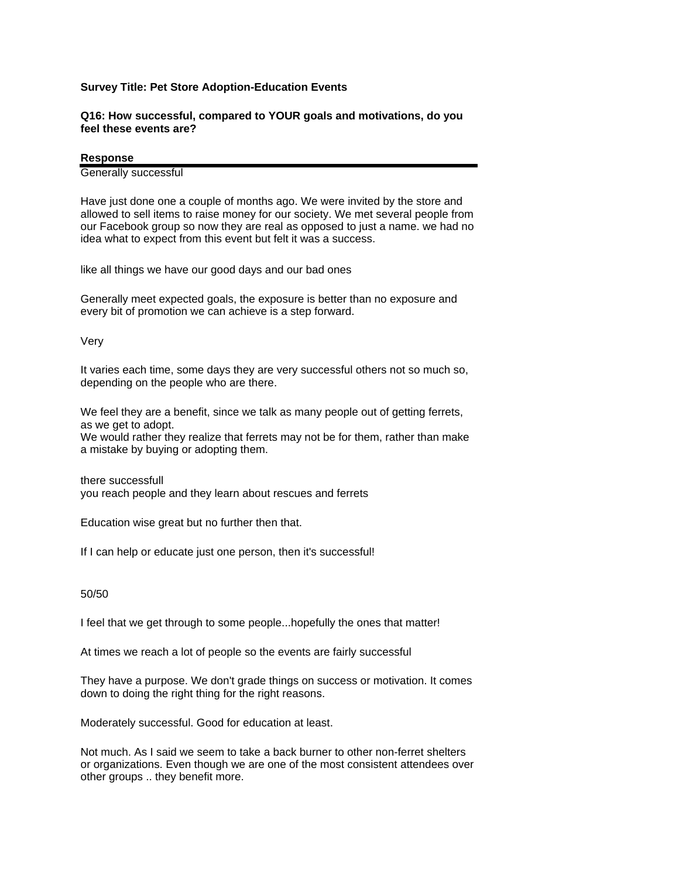**Survey Title: Pet Store Adoption-Education Events**

**Q16: How successful, compared to YOUR goals and motivations, do you feel these events are?**

| Response |
|---|
| Generally successful |
| Have just done one a couple of months ago. We were invited by the store and allowed to sell items to raise money for our society. We met several people from our Facebook group so now they are real as opposed to just a name. we had no idea what to expect from this event but felt it was a success. |
| like all things we have our good days and our bad ones |
| Generally meet expected goals, the exposure is better than no exposure and every bit of promotion we can achieve is a step forward. |
| Very |
| It varies each time, some days they are very successful others not so much so, depending on the people who are there. |
| We feel they are a benefit, since we talk as many people out of getting ferrets, as we get to adopt.<br>We would rather they realize that ferrets may not be for them, rather than make a mistake by buying or adopting them. |
| there successfull<br>you reach people and they learn about rescues and ferrets |
| Education wise great but no further then that. |
| If I can help or educate just one person, then it's successful! |
| 50/50 |
| I feel that we get through to some people...hopefully the ones that matter! |
| At times we reach a lot of people so the events are fairly successful |
| They have a purpose. We don't grade things on success or motivation. It comes down to doing the right thing for the right reasons. |
| Moderately successful. Good for education at least. |
| Not much. As I said we seem to take a back burner to other non-ferret shelters or organizations. Even though we are one of the most consistent attendees over other groups .. they benefit more. |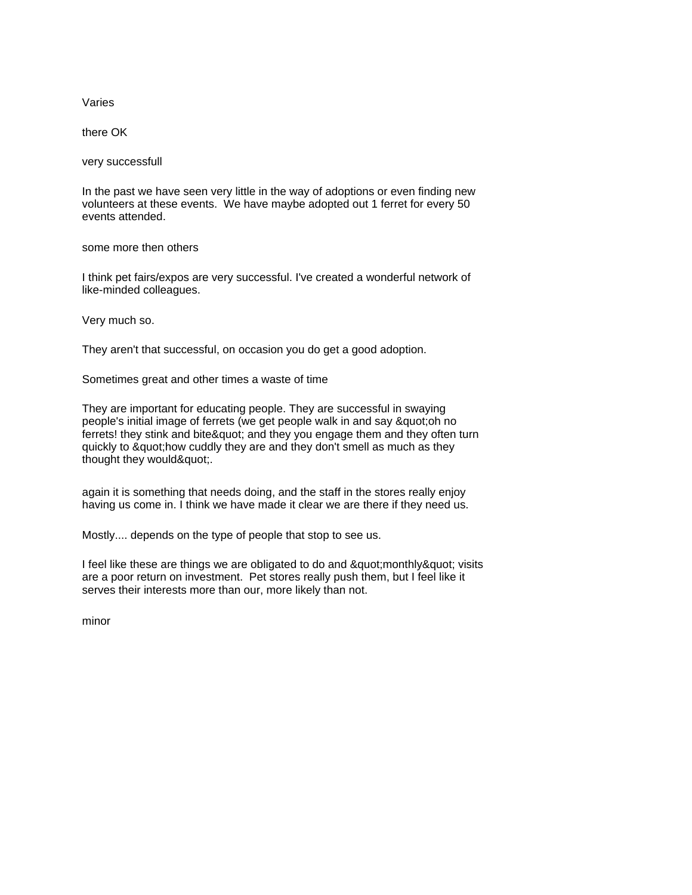Varies

there OK

very successfull

In the past we have seen very little in the way of adoptions or even finding new volunteers at these events.  We have maybe adopted out 1 ferret for every 50 events attended.

some more then others

I think pet fairs/expos are very successful. I've created a wonderful network of like-minded colleagues.

Very much so.

They aren't that successful, on occasion you do get a good adoption.

Sometimes great and other times a waste of time

They are important for educating people. They are successful in swaying people's initial image of ferrets (we get people walk in and say &quot;oh no ferrets! they stink and bite&quot; and they you engage them and they often turn quickly to &quot;how cuddly they are and they don't smell as much as they thought they would&quot;.

again it is something that needs doing, and the staff in the stores really enjoy having us come in. I think we have made it clear we are there if they need us.

Mostly.... depends on the type of people that stop to see us.

I feel like these are things we are obligated to do and &quot;monthly&quot; visits are a poor return on investment.  Pet stores really push them, but I feel like it serves their interests more than our, more likely than not.

minor